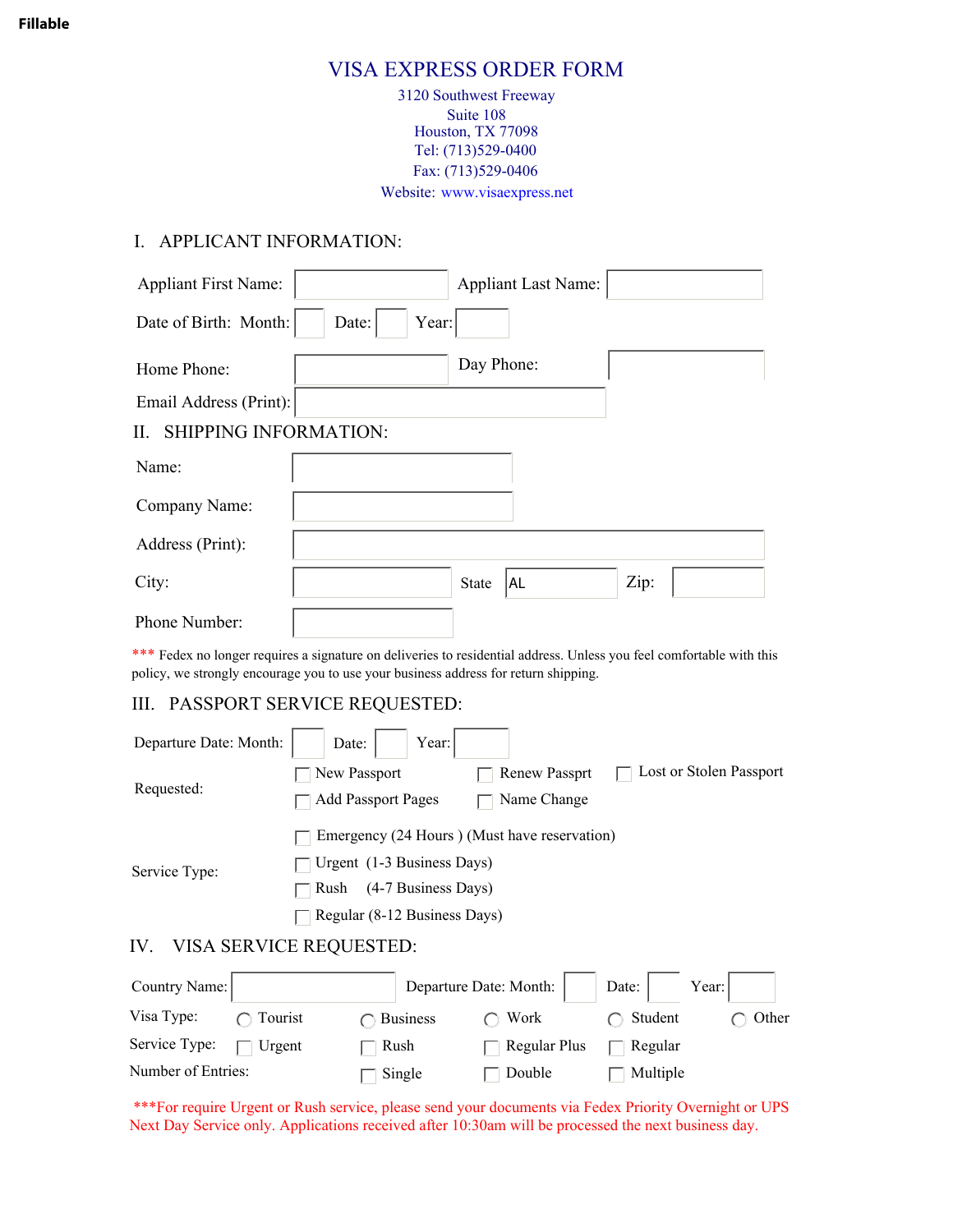Fillable

# VISA EXPRESS ORDER FORM

3120 Southwest Freeway
Suite 108
Houston, TX 77098
Tel: (713)529-0400
Fax: (713)529-0406
Website: www.visaexpress.net

## I. APPLICANT INFORMATION:

Appliant First Name: ____________ Appliant Last Name: ____________

Date of Birth: Month: ____ Date: ____ Year: ____

Home Phone: ____________ Day Phone: ____________

Email Address (Print): ____________

## II. SHIPPING INFORMATION:

Name: ____________

Company Name: ____________

Address (Print): ____________

City: ____________ State AL Zip: ____________

Phone Number: ____________

*** Fedex no longer requires a signature on deliveries to residential address. Unless you feel comfortable with this policy, we strongly encourage you to use your business address for return shipping.

## III. PASSPORT SERVICE REQUESTED:

Departure Date: Month: ____ Date: ____ Year: ____

Requested:
- ☐ New Passport
- ☐ Renew Passprt
- ☐ Lost or Stolen Passport
- ☐ Add Passport Pages
- ☐ Name Change

Service Type:
- ☐ Emergency (24 Hours ) (Must have reservation)
- ☐ Urgent (1-3 Business Days)
- ☐ Rush (4-7 Business Days)
- ☐ Regular (8-12 Business Days)

## IV. VISA SERVICE REQUESTED:

Country Name: ____________ Departure Date: Month: ____ Date: ____ Year: ____

Visa Type: ○ Tourist ○ Business ○ Work ○ Student ○ Other

Service Type: ☐ Urgent ☐ Rush ☐ Regular Plus ☐ Regular

Number of Entries: ☐ Single ☐ Double ☐ Multiple

***For require Urgent or Rush service, please send your documents via Fedex Priority Overnight or UPS Next Day Service only. Applications received after 10:30am will be processed the next business day.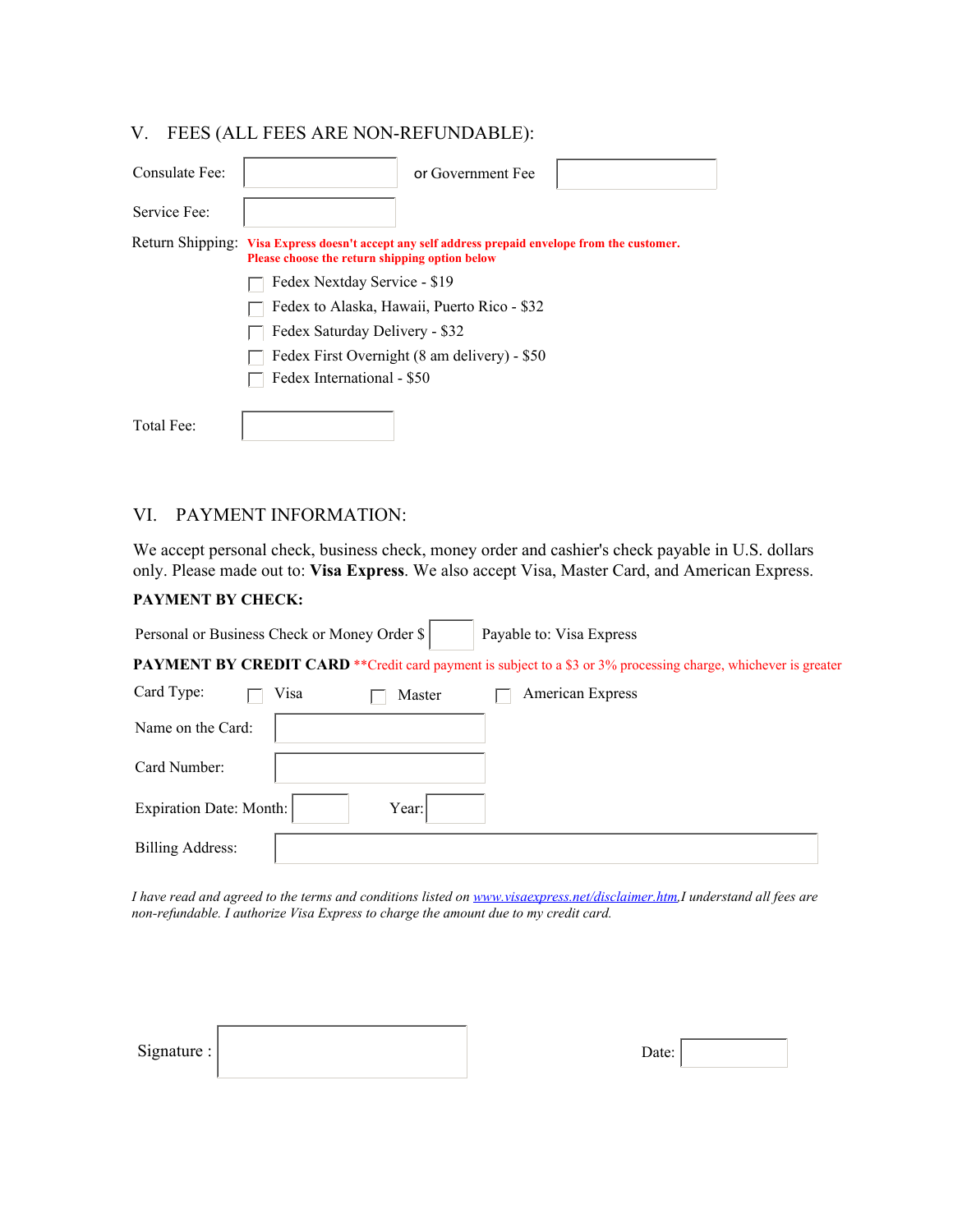## V. FEES (ALL FEES ARE NON-REFUNDABLE):

Consulate Fee: ______ or Government Fee ______

Service Fee: ______

Return Shipping: **Visa Express doesn't accept any self address prepaid envelope from the customer. Please choose the return shipping option below**

- [ ] Fedex Nextday Service - $19
- [ ] Fedex to Alaska, Hawaii, Puerto Rico - $32
- [ ] Fedex Saturday Delivery - $32
- [ ] Fedex First Overnight (8 am delivery) - $50
- [ ] Fedex International - $50

Total Fee: ______

## VI. PAYMENT INFORMATION:

We accept personal check, business check, money order and cashier's check payable in U.S. dollars only. Please made out to: **Visa Express**. We also accept Visa, Master Card, and American Express.

**PAYMENT BY CHECK:**

Personal or Business Check or Money Order $ ______ Payable to: Visa Express

**PAYMENT BY CREDIT CARD** **Credit card payment is subject to a $3 or 3% processing charge, whichever is greater

Card Type: [ ] Visa [ ] Master [ ] American Express

Name on the Card: ______

Card Number: ______

Expiration Date: Month: ______ Year: ______

Billing Address: ______

*I have read and agreed to the terms and conditions listed on [www.visaexpress.net/disclaimer.htm](www.visaexpress.net/disclaimer.htm), I understand all fees are non-refundable. I authorize Visa Express to charge the amount due to my credit card.*

Signature : ______ Date: ______